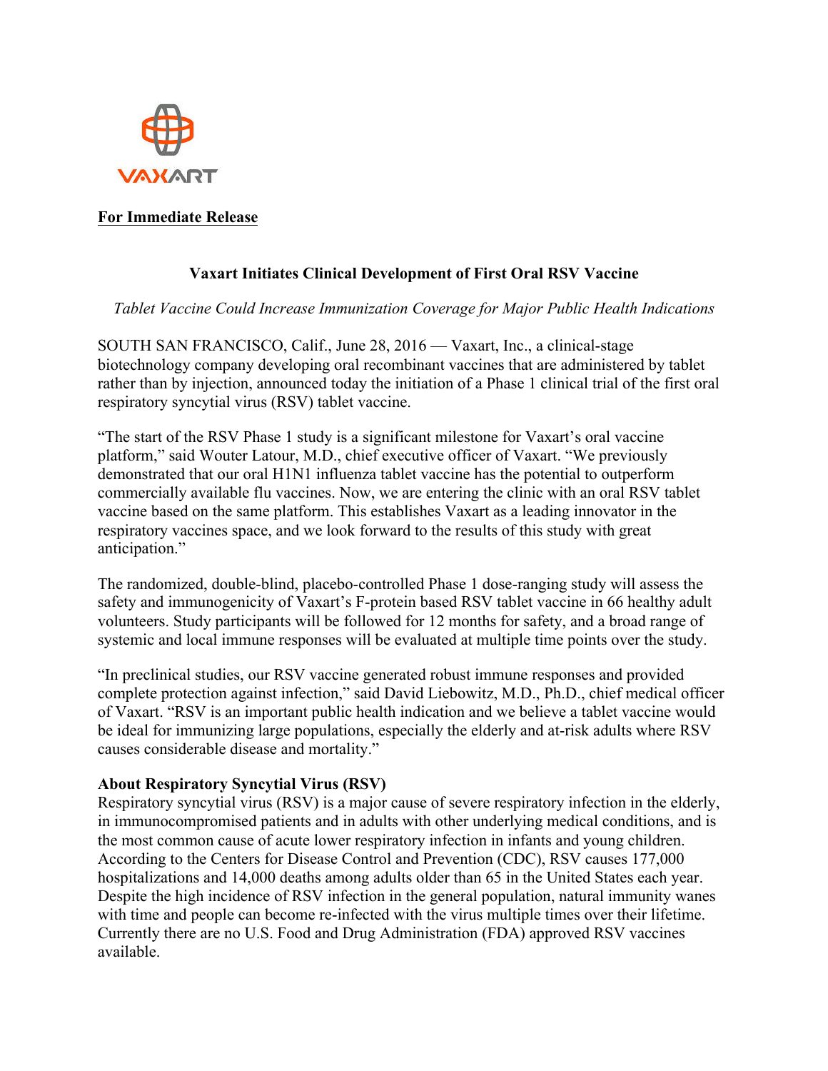VAXART

**For Immediate Release**

# Vaxart Initiates Clinical Development of First Oral RSV Vaccine

*Tablet Vaccine Could Increase Immunization Coverage for Major Public Health Indications*

SOUTH SAN FRANCISCO, Calif., June 28, 2016 — Vaxart, Inc., a clinical-stage biotechnology company developing oral recombinant vaccines that are administered by tablet rather than by injection, announced today the initiation of a Phase 1 clinical trial of the first oral respiratory syncytial virus (RSV) tablet vaccine.

"The start of the RSV Phase 1 study is a significant milestone for Vaxart's oral vaccine platform," said Wouter Latour, M.D., chief executive officer of Vaxart. "We previously demonstrated that our oral H1N1 influenza tablet vaccine has the potential to outperform commercially available flu vaccines. Now, we are entering the clinic with an oral RSV tablet vaccine based on the same platform. This establishes Vaxart as a leading innovator in the respiratory vaccines space, and we look forward to the results of this study with great anticipation."

The randomized, double-blind, placebo-controlled Phase 1 dose-ranging study will assess the safety and immunogenicity of Vaxart's F-protein based RSV tablet vaccine in 66 healthy adult volunteers. Study participants will be followed for 12 months for safety, and a broad range of systemic and local immune responses will be evaluated at multiple time points over the study.

"In preclinical studies, our RSV vaccine generated robust immune responses and provided complete protection against infection," said David Liebowitz, M.D., Ph.D., chief medical officer of Vaxart. "RSV is an important public health indication and we believe a tablet vaccine would be ideal for immunizing large populations, especially the elderly and at-risk adults where RSV causes considerable disease and mortality."

**About Respiratory Syncytial Virus (RSV)**

Respiratory syncytial virus (RSV) is a major cause of severe respiratory infection in the elderly, in immunocompromised patients and in adults with other underlying medical conditions, and is the most common cause of acute lower respiratory infection in infants and young children. According to the Centers for Disease Control and Prevention (CDC), RSV causes 177,000 hospitalizations and 14,000 deaths among adults older than 65 in the United States each year. Despite the high incidence of RSV infection in the general population, natural immunity wanes with time and people can become re-infected with the virus multiple times over their lifetime. Currently there are no U.S. Food and Drug Administration (FDA) approved RSV vaccines available.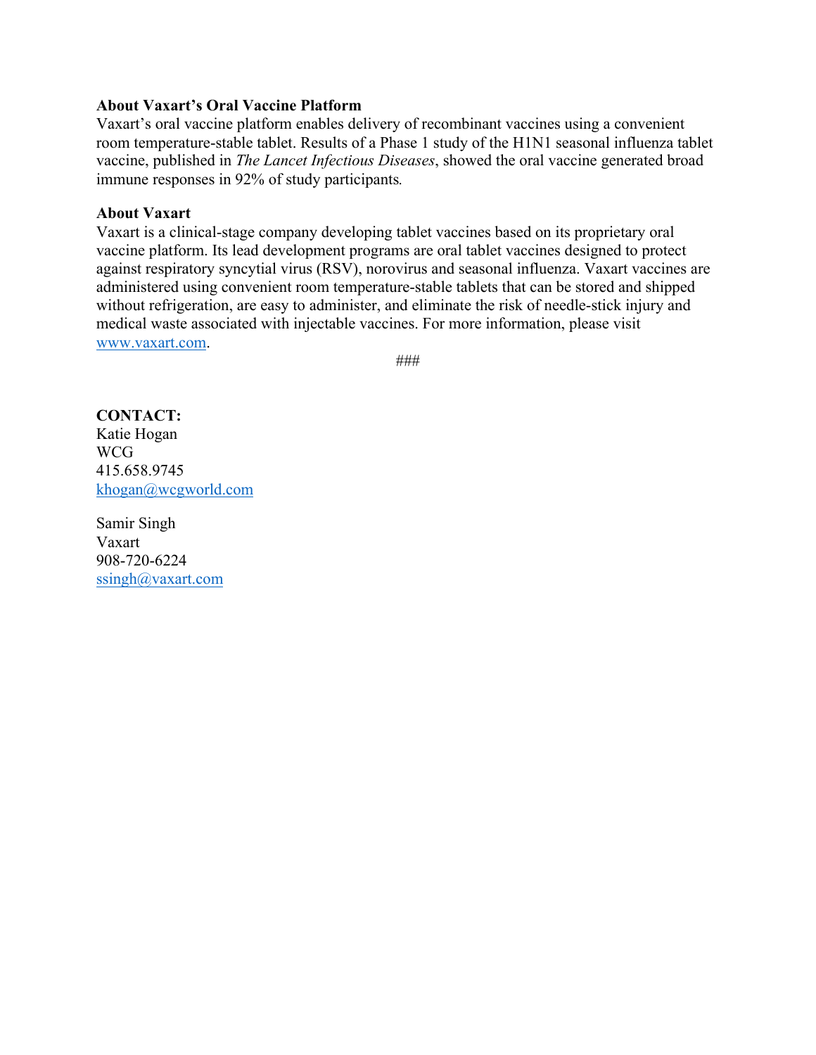**About Vaxart's Oral Vaccine Platform**
Vaxart's oral vaccine platform enables delivery of recombinant vaccines using a convenient room temperature-stable tablet. Results of a Phase 1 study of the H1N1 seasonal influenza tablet vaccine, published in *The Lancet Infectious Diseases*, showed the oral vaccine generated broad immune responses in 92% of study participants.

**About Vaxart**
Vaxart is a clinical-stage company developing tablet vaccines based on its proprietary oral vaccine platform. Its lead development programs are oral tablet vaccines designed to protect against respiratory syncytial virus (RSV), norovirus and seasonal influenza. Vaxart vaccines are administered using convenient room temperature-stable tablets that can be stored and shipped without refrigeration, are easy to administer, and eliminate the risk of needle-stick injury and medical waste associated with injectable vaccines. For more information, please visit www.vaxart.com.

###

**CONTACT:**
Katie Hogan
WCG
415.658.9745
khogan@wcgworld.com

Samir Singh
Vaxart
908-720-6224
ssingh@vaxart.com